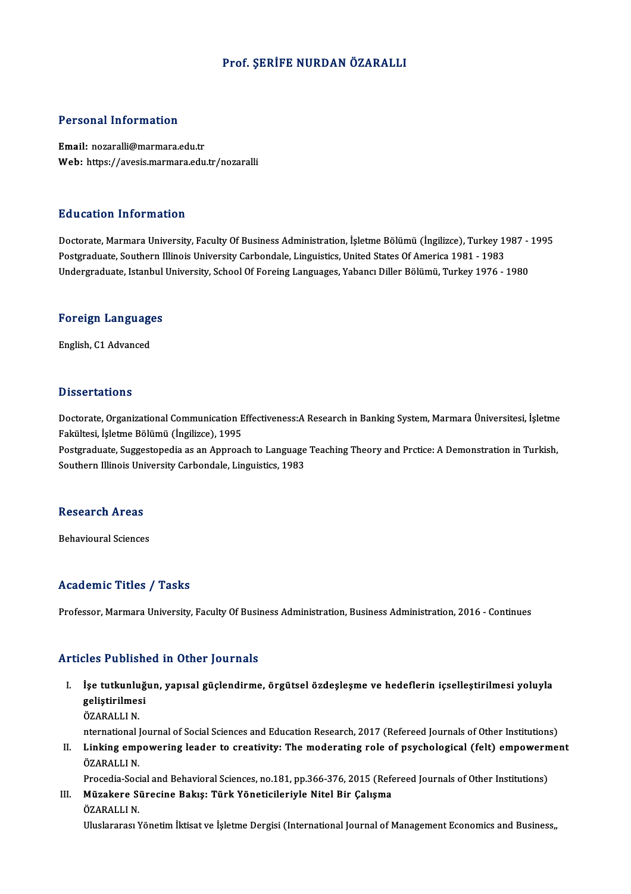# Prof. ŞERİFE NURDAN ÖZARALLI

## Personal Information

**Email:** nozaralli@marmara.edu.tr
**Web:** https://avesis.marmara.edu.tr/nozaralli

## Education Information

Doctorate, Marmara University, Faculty Of Business Administration, İşletme Bölümü (İngilizce), Turkey 1987 - 1995
Postgraduate, Southern Illinois University Carbondale, Linguistics, United States Of America 1981 - 1983
Undergraduate, Istanbul University, School Of Foreing Languages, Yabancı Diller Bölümü, Turkey 1976 - 1980

## Foreign Languages

English, C1 Advanced

## Dissertations

Doctorate, Organizational Communication Effectiveness:A Research in Banking System, Marmara Üniversitesi, İşletme Fakültesi, İşletme Bölümü (İngilizce), 1995
Postgraduate, Suggestopedia as an Approach to Language Teaching Theory and Prctice: A Demonstration in Turkish, Southern Illinois University Carbondale, Linguistics, 1983

## Research Areas

Behavioural Sciences

## Academic Titles / Tasks

Professor, Marmara University, Faculty Of Business Administration, Business Administration, 2016 - Continues

## Articles Published in Other Journals

I. **İşe tutkunluğun, yapısal güçlendirme, örgütsel özdeşleşme ve hedeflerin içselleştirilmesi yoluyla geliştirilmesi**
ÖZARALLI N.
nternational Journal of Social Sciences and Education Research, 2017 (Refereed Journals of Other Institutions)

II. **Linking empowering leader to creativity: The moderating role of psychological (felt) empowerment**
ÖZARALLI N.
Procedia-Social and Behavioral Sciences, no.181, pp.366-376, 2015 (Refereed Journals of Other Institutions)

III. **Müzakere Sürecine Bakış: Türk Yöneticileriyle Nitel Bir Çalışma**
ÖZARALLI N.
Uluslararası Yönetim İktisat ve İşletme Dergisi (International Journal of Management Economics and Business,,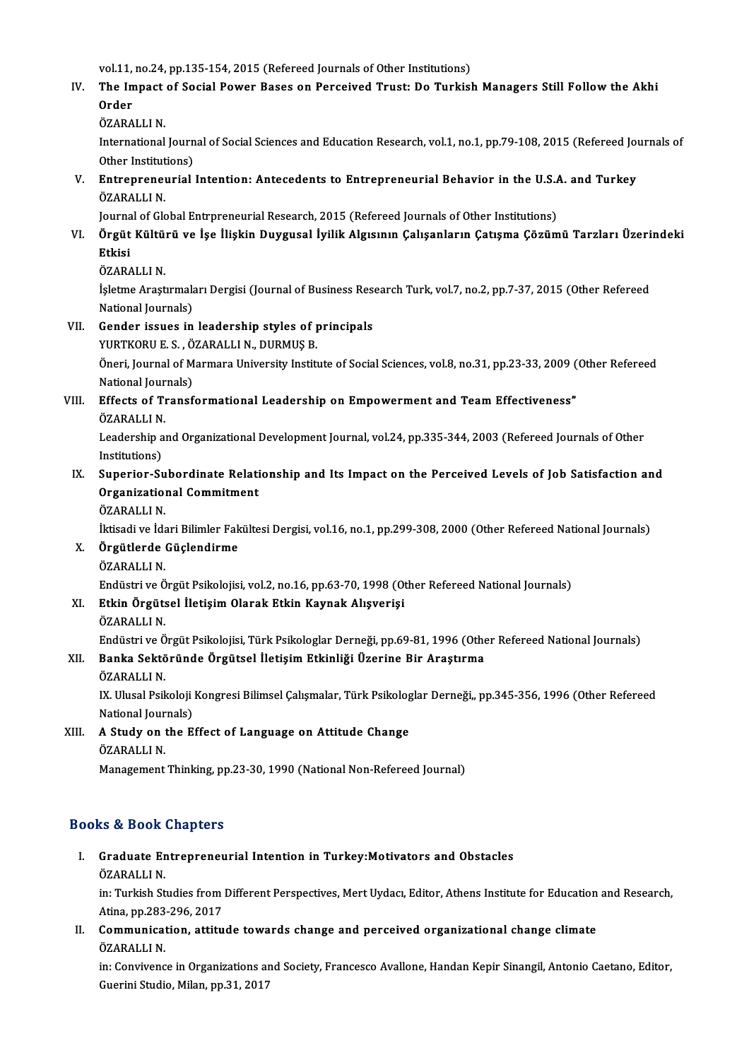vol.11, no.24, pp.135-154, 2015 (Refereed Journals of Other Institutions)

IV. **The Impact of Social Power Bases on Perceived Trust: Do Turkish Managers Still Follow the Akhi Order**
ÖZARALLI N.
International Journal of Social Sciences and Education Research, vol.1, no.1, pp.79-108, 2015 (Refereed Journals of Other Institutions)

V. **Entrepreneurial Intention: Antecedents to Entrepreneurial Behavior in the U.S.A. and Turkey**
ÖZARALLI N.
Journal of Global Entrpreneurial Research, 2015 (Refereed Journals of Other Institutions)

VI. **Örgüt Kültürü ve İşe İlişkin Duygusal İyilik Algısının Çalışanların Çatışma Çözümü Tarzları Üzerindeki Etkisi**
ÖZARALLI N.
İşletme Araştırmaları Dergisi (Journal of Business Research Turk, vol.7, no.2, pp.7-37, 2015 (Other Refereed National Journals)

VII. **Gender issues in leadership styles of principals**
YURTKORU E. S. , ÖZARALLI N., DURMUŞ B.
Öneri, Journal of Marmara University Institute of Social Sciences, vol.8, no.31, pp.23-33, 2009 (Other Refereed National Journals)

VIII. **Effects of Transformational Leadership on Empowerment and Team Effectiveness"**
ÖZARALLI N.
Leadership and Organizational Development Journal, vol.24, pp.335-344, 2003 (Refereed Journals of Other Institutions)

IX. **Superior-Subordinate Relationship and Its Impact on the Perceived Levels of Job Satisfaction and Organizational Commitment**
ÖZARALLI N.
İktisadi ve İdari Bilimler Fakültesi Dergisi, vol.16, no.1, pp.299-308, 2000 (Other Refereed National Journals)

X. **Örgütlerde Güçlendirme**
ÖZARALLI N.
Endüstri ve Örgüt Psikolojisi, vol.2, no.16, pp.63-70, 1998 (Other Refereed National Journals)

XI. **Etkin Örgütsel İletişim Olarak Etkin Kaynak Alışverişi**
ÖZARALLI N.
Endüstri ve Örgüt Psikolojisi, Türk Psikologlar Derneği, pp.69-81, 1996 (Other Refereed National Journals)

XII. **Banka Sektöründe Örgütsel İletişim Etkinliği Üzerine Bir Araştırma**
ÖZARALLI N.
IX. Ulusal Psikoloji Kongresi Bilimsel Çalışmalar, Türk Psikologlar Derneği,, pp.345-356, 1996 (Other Refereed National Journals)

XIII. **A Study on the Effect of Language on Attitude Change**
ÖZARALLI N.
Management Thinking, pp.23-30, 1990 (National Non-Refereed Journal)

## Books & Book Chapters

I. **Graduate Entrepreneurial Intention in Turkey:Motivators and Obstacles**
ÖZARALLI N.
in: Turkish Studies from Different Perspectives, Mert Uydacı, Editor, Athens Institute for Education and Research, Atina, pp.283-296, 2017

II. **Communication, attitude towards change and perceived organizational change climate**
ÖZARALLI N.
in: Convivence in Organizations and Society, Francesco Avallone, Handan Kepir Sinangil, Antonio Caetano, Editor, Guerini Studio, Milan, pp.31, 2017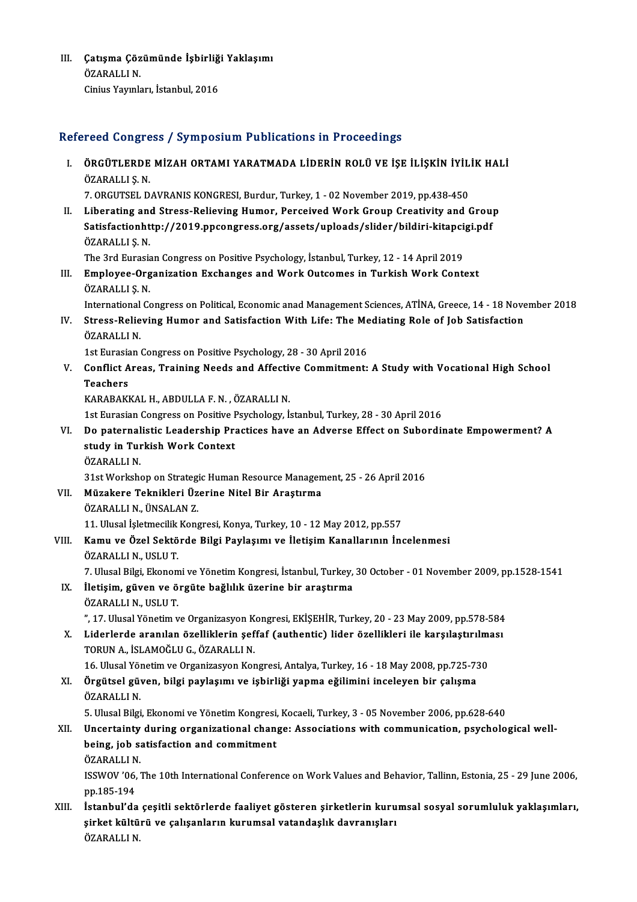III. **Çatışma Çözümünde İşbirliği Yaklaşımı**
ÖZARALLI N.
Cinius Yayınları, İstanbul, 2016

## Refereed Congress / Symposium Publications in Proceedings

I. **ÖRGÜTLERDE MİZAH ORTAMI YARATMADA LİDERİN ROLÜ VE İŞE İLİŞKİN İYİLİK HALİ**
ÖZARALLI Ş. N.
7. ORGUTSEL DAVRANIS KONGRESI, Burdur, Turkey, 1 - 02 November 2019, pp.438-450

II. **Liberating and Stress-Relieving Humor, Perceived Work Group Creativity and Group Satisfactionhttp://2019.ppcongress.org/assets/uploads/slider/bildiri-kitapcigi.pdf**
ÖZARALLI Ş. N.
The 3rd Eurasian Congress on Positive Psychology, İstanbul, Turkey, 12 - 14 April 2019

III. **Employee-Organization Exchanges and Work Outcomes in Turkish Work Context**
ÖZARALLI Ş. N.
International Congress on Political, Economic anad Management Sciences, ATİNA, Greece, 14 - 18 November 2018

IV. **Stress-Relieving Humor and Satisfaction With Life: The Mediating Role of Job Satisfaction**
ÖZARALLI N.
1st Eurasian Congress on Positive Psychology, 28 - 30 April 2016

V. **Conflict Areas, Training Needs and Affective Commitment: A Study with Vocational High School Teachers**
KARABAKKAL H., ABDULLA F. N. , ÖZARALLI N.
1st Eurasian Congress on Positive Psychology, İstanbul, Turkey, 28 - 30 April 2016

VI. **Do paternalistic Leadership Practices have an Adverse Effect on Subordinate Empowerment? A study in Turkish Work Context**
ÖZARALLI N.
31st Workshop on Strategic Human Resource Management, 25 - 26 April 2016

VII. **Müzakere Teknikleri Üzerine Nitel Bir Araştırma**
ÖZARALLI N., ÜNSALAN Z.
11. Ulusal İşletmecilik Kongresi, Konya, Turkey, 10 - 12 May 2012, pp.557

VIII. **Kamu ve Özel Sektörde Bilgi Paylaşımı ve İletişim Kanallarının İncelenmesi**
ÖZARALLI N., USLU T.
7. Ulusal Bilgi, Ekonomi ve Yönetim Kongresi, İstanbul, Turkey, 30 October - 01 November 2009, pp.1528-1541

IX. **İletişim, güven ve örgüte bağlılık üzerine bir araştırma**
ÖZARALLI N., USLU T.
", 17. Ulusal Yönetim ve Organizasyon Kongresi, EKİŞEHİR, Turkey, 20 - 23 May 2009, pp.578-584

X. **Liderlerde aranılan özelliklerin şeffaf (authentic) lider özellikleri ile karşılaştırılması**
TORUN A., İSLAMOĞLU G., ÖZARALLI N.
16. Ulusal Yönetim ve Organizasyon Kongresi, Antalya, Turkey, 16 - 18 May 2008, pp.725-730

XI. **Örgütsel güven, bilgi paylaşımı ve işbirliği yapma eğilimini inceleyen bir çalışma**
ÖZARALLI N.
5. Ulusal Bilgi, Ekonomi ve Yönetim Kongresi, Kocaeli, Turkey, 3 - 05 November 2006, pp.628-640

XII. **Uncertainty during organizational change: Associations with communication, psychological well-being, job satisfaction and commitment**
ÖZARALLI N.
ISSWOV '06, The 10th International Conference on Work Values and Behavior, Tallinn, Estonia, 25 - 29 June 2006, pp.185-194

XIII. **İstanbul'da çeşitli sektörlerde faaliyet gösteren şirketlerin kurumsal sosyal sorumluluk yaklaşımları, şirket kültürü ve çalışanların kurumsal vatandaşlık davranışları**
ÖZARALLI N.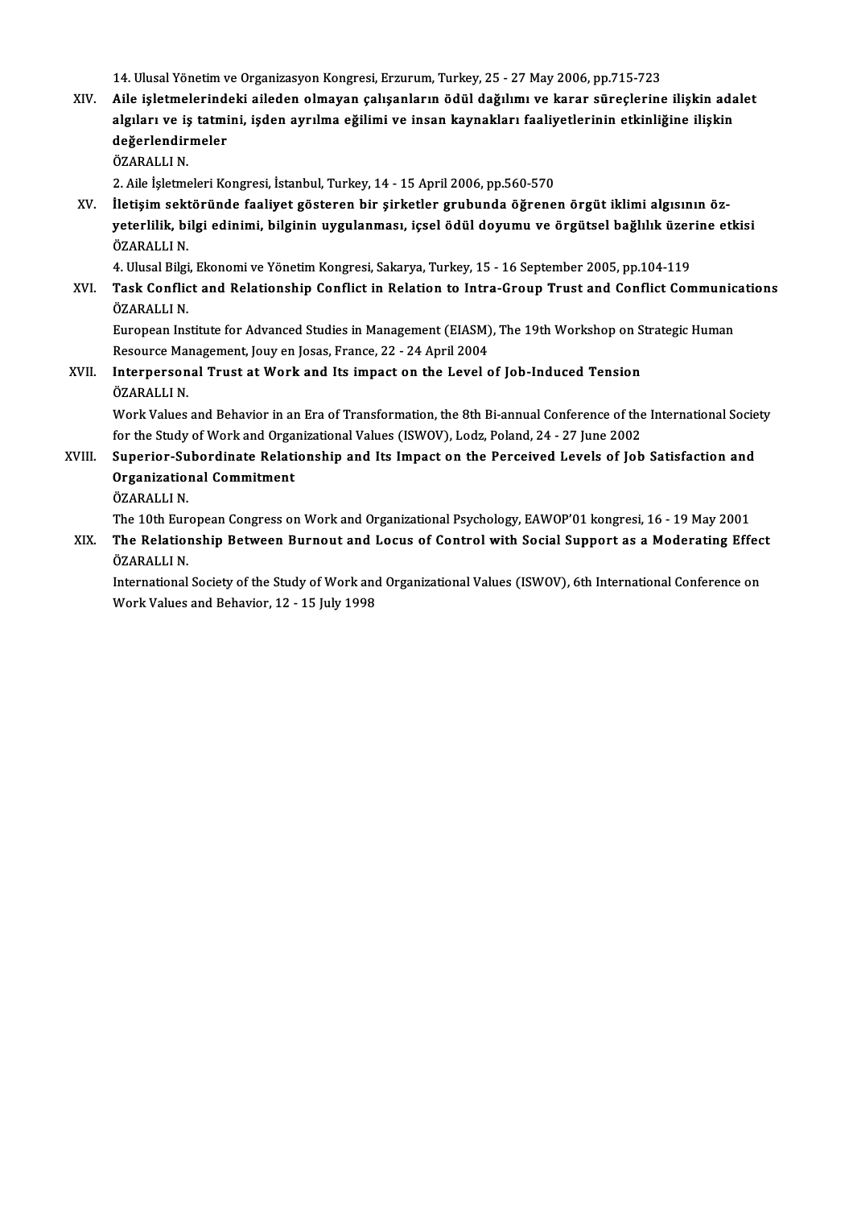14. Ulusal Yönetim ve Organizasyon Kongresi, Erzurum, Turkey, 25 - 27 May 2006, pp.715-723

XIV. **Aile işletmelerindeki aileden olmayan çalışanların ödül dağılımı ve karar süreçlerine ilişkin adalet algıları ve iş tatmini, işden ayrılma eğilimi ve insan kaynakları faaliyetlerinin etkinliğine ilişkin değerlendirmeler**
ÖZARALLI N.
2. Aile İşletmeleri Kongresi, İstanbul, Turkey, 14 - 15 April 2006, pp.560-570

XV. **İletişim sektöründe faaliyet gösteren bir şirketler grubunda öğrenen örgüt iklimi algısının öz-yeterlilik, bilgi edinimi, bilginin uygulanması, içsel ödül doyumu ve örgütsel bağlılık üzerine etkisi**
ÖZARALLI N.
4. Ulusal Bilgi, Ekonomi ve Yönetim Kongresi, Sakarya, Turkey, 15 - 16 September 2005, pp.104-119

XVI. **Task Conflict and Relationship Conflict in Relation to Intra-Group Trust and Conflict Communications**
ÖZARALLI N.
European Institute for Advanced Studies in Management (EIASM), The 19th Workshop on Strategic Human Resource Management, Jouy en Josas, France, 22 - 24 April 2004

XVII. **Interpersonal Trust at Work and Its impact on the Level of Job-Induced Tension**
ÖZARALLI N.
Work Values and Behavior in an Era of Transformation, the 8th Bi-annual Conference of the International Society for the Study of Work and Organizational Values (ISWOV), Lodz, Poland, 24 - 27 June 2002

XVIII. **Superior-Subordinate Relationship and Its Impact on the Perceived Levels of Job Satisfaction and Organizational Commitment**
ÖZARALLI N.
The 10th European Congress on Work and Organizational Psychology, EAWOP'01 kongresi, 16 - 19 May 2001

XIX. **The Relationship Between Burnout and Locus of Control with Social Support as a Moderating Effect**
ÖZARALLI N.
International Society of the Study of Work and Organizational Values (ISWOV), 6th International Conference on Work Values and Behavior, 12 - 15 July 1998